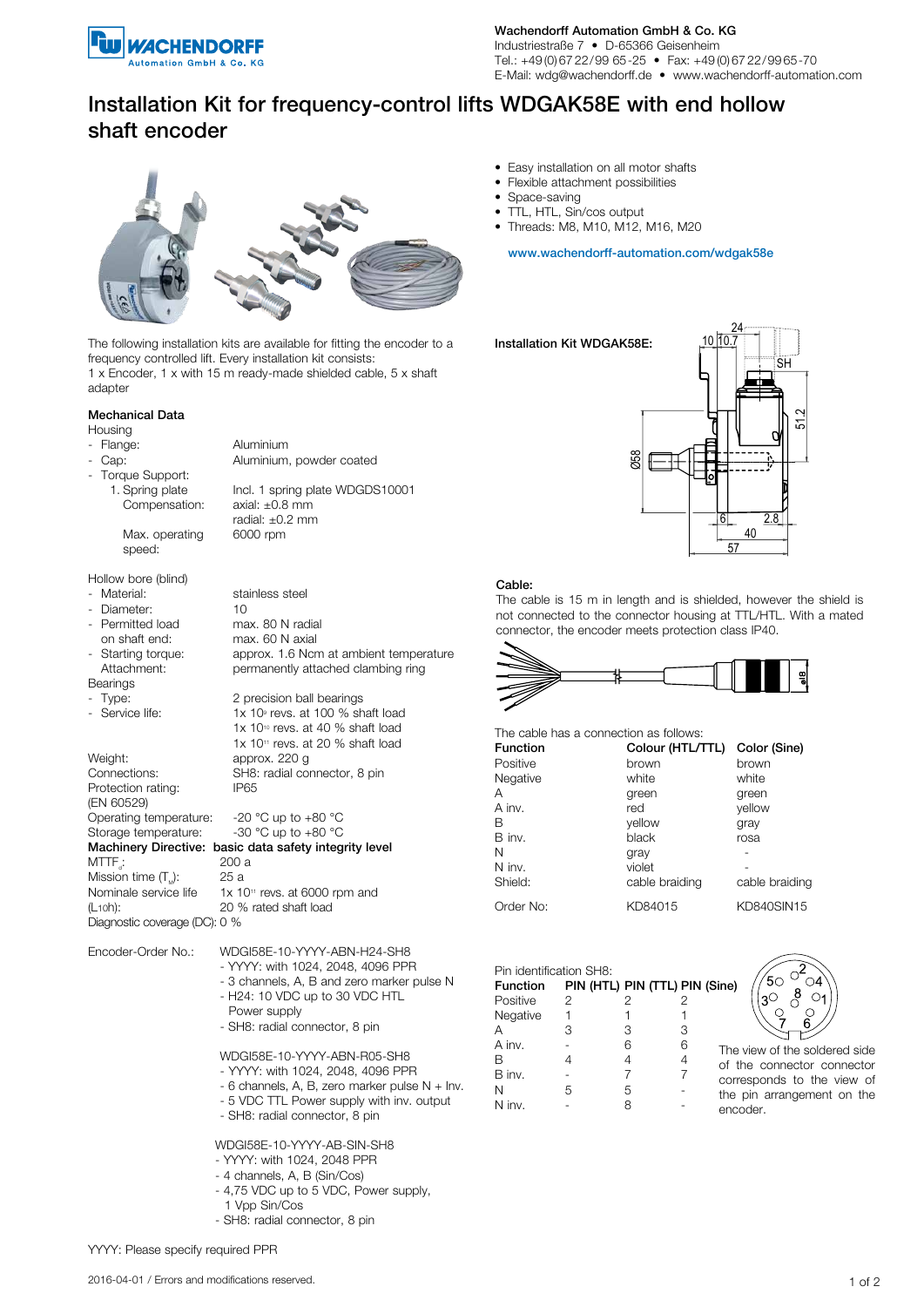Wachendorff Automation GmbH & Co. KG
Industriestraße 7 • D-65366 Geisenheim
Tel.: +49 (0) 67 22 / 99 65 -25 • Fax: +49 (0) 67 22 / 99 65 -70
E-Mail: wdg@wachendorff.de • www.wachendorff-automation.com

# Installation Kit for frequency-control lifts WDGAK58E with end hollow shaft encoder

- Easy installation on all motor shafts
- Flexible attachment possibilities
- Space-saving
- TTL, HTL, Sin/cos output
- Threads: M8, M10, M12, M16, M20

www.wachendorff-automation.com/wdgak58e

The following installation kits are available for fitting the encoder to a frequency controlled lift. Every installation kit consists:
1 x Encoder, 1 x with 15 m ready-made shielded cable, 5 x shaft adapter

### Mechanical Data

Housing

- Flange: Aluminium
- Cap: Aluminium, powder coated
- Torque Support:
  1. Spring plate: Incl. 1 spring plate WDGDS10001
     Compensation: axial: ±0.8 mm; radial: ±0.2 mm
     Max. operating speed: 6000 rpm

Hollow bore (blind)

- Material: stainless steel
- Diameter: 10
- Permitted load on shaft end: max. 80 N radial; max. 60 N axial
- Starting torque: approx. 1.6 Ncm at ambient temperature
- Attachment: permanently attached clambing ring

Bearings

- Type: 2 precision ball bearings
- Service life: 1x 10[9] revs. at 100 % shaft load; 1x 10[10] revs. at 40 % shaft load; 1x 10[11] revs. at 20 % shaft load

| | |
|---|---|
| Weight: | approx. 220 g |
| Connections: | SH8: radial connector, 8 pin |
| Protection rating: (EN 60529) | IP65 |
| Operating temperature: | -20 °C up to +80 °C |
| Storage temperature: | -30 °C up to +80 °C |
| **Machinery Directive:** | **basic data safety integrity level** |
| $MTTF_d$: | 200 a |
| Mission time ($T_M$): | 25 a |
| Nominale service life ($L_{10h}$): | 1x 10[11] revs. at 6000 rpm and 20 % rated shaft load |
| Diagnostic coverage (DC): | 0 % |

Encoder-Order No.:

WDGI58E-10-YYYY-ABN-H24-SH8
- YYYY: with 1024, 2048, 4096 PPR
- 3 channels, A, B and zero marker pulse N
- H24: 10 VDC up to 30 VDC HTL Power supply
- SH8: radial connector, 8 pin

WDGI58E-10-YYYY-ABN-R05-SH8
- YYYY: with 1024, 2048, 4096 PPR
- 6 channels, A, B, zero marker pulse N + Inv.
- 5 VDC TTL Power supply with inv. output
- SH8: radial connector, 8 pin

WDGI58E-10-YYYY-AB-SIN-SH8
- YYYY: with 1024, 2048 PPR
- 4 channels, A, B (Sin/Cos)
- 4,75 VDC up to 5 VDC, Power supply, 1 Vpp Sin/Cos
- SH8: radial connector, 8 pin

YYYY: Please specify required PPR

### Installation Kit WDGAK58E:

Dimensions: 24, 10, 10.7, SH, 51.2, Ø58, 6, 2.8, 40, 57

### Cable:

The cable is 15 m in length and is shielded, however the shield is not connected to the connector housing at TTL/HTL. With a mated connector, the encoder meets protection class IP40.

The cable has a connection as follows:

| Function | Colour (HTL/TTL) | Color (Sine) |
|---|---|---|
| Positive | brown | brown |
| Negative | white | white |
| A | green | green |
| A inv. | red | yellow |
| B | yellow | gray |
| B inv. | black | rosa |
| N | gray | - |
| N inv. | violet | - |
| Shield: | cable braiding | cable braiding |
| Order No: | KD84015 | KD840SIN15 |

Pin identification SH8:

| Function | PIN (HTL) | PIN (TTL) | PIN (Sine) |
|---|---|---|---|
| Positive | 2 | 2 | 2 |
| Negative | 1 | 1 | 1 |
| A | 3 | 3 | 3 |
| A inv. | - | 6 | 6 |
| B | 4 | 4 | 4 |
| B inv. | - | 7 | 7 |
| N | 5 | 5 | - |
| N inv. | - | 8 | - |

The view of the soldered side of the connector connector corresponds to the view of the pin arrangement on the encoder.

2016-04-01 / Errors and modifications reserved.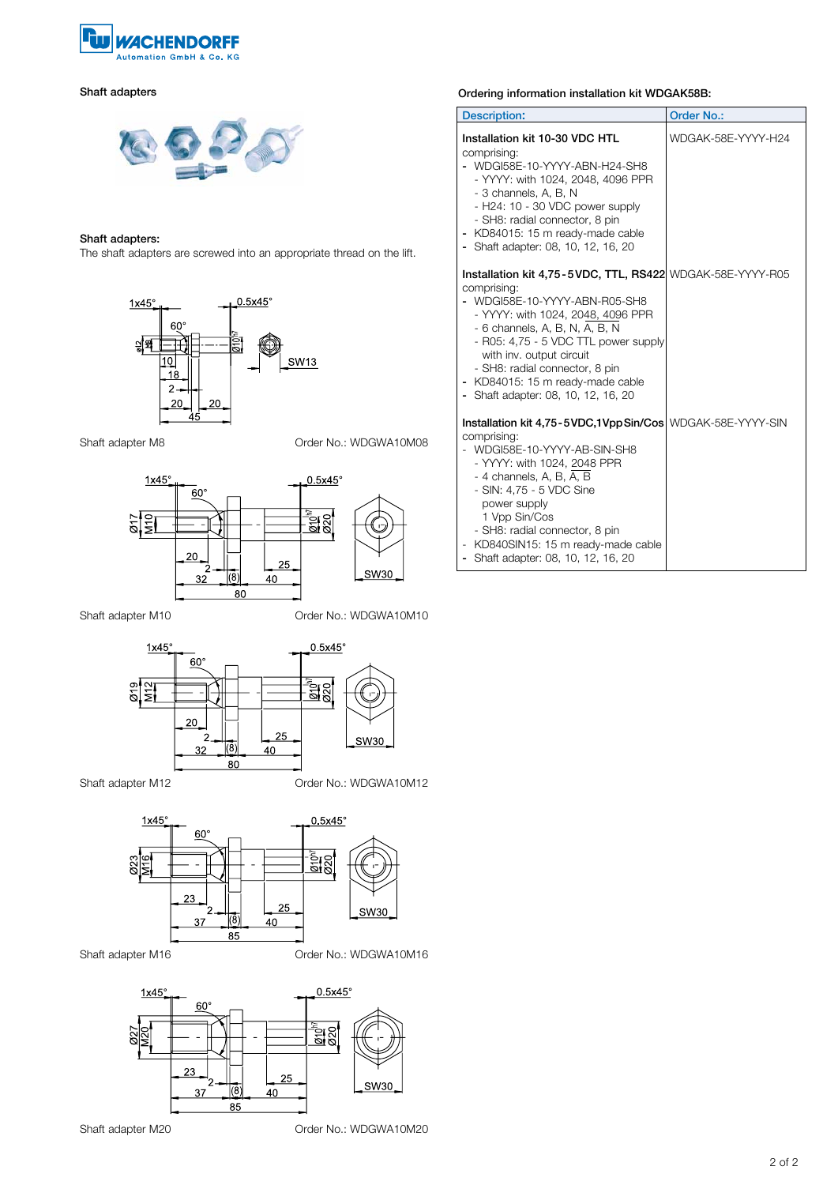## Shaft adapters

### Shaft adapters:

The shaft adapters are screwed into an appropriate thread on the lift.

1x45°
0.5x45°
60°
ø12
M8
Ø10h7
SW13
10
18
2
20
20
45

Shaft adapter M8 — Order No.: WDGWA10M08

1x45°
0.5x45°
60°
Ø17
M10
Ø10h7
Ø20
SW30
20
2
32
(8)
25
40
80

Shaft adapter M10 — Order No.: WDGWA10M10

1x45°
0.5x45°
60°
Ø19
M12
Ø10h7
Ø20
SW30
20
2
32
(8)
25
40
80

Shaft adapter M12 — Order No.: WDGWA10M12

1x45°
0.5x45°
60°
Ø23
M16
Ø10h7
Ø20
SW30
23
2
37
(8)
25
40
85

Shaft adapter M16 — Order No.: WDGWA10M16

1x45°
0.5x45°
60°
Ø27
M20
Ø10h7
Ø20
SW30
23
2
37
(8)
25
40
85

Shaft adapter M20 — Order No.: WDGWA10M20

## Ordering information installation kit WDGAK58B:

| Description: | Order No.: |
|---|---|
| **Installation kit 10-30 VDC HTL**<br>comprising:<br>- WDGI58E-10-YYYY-ABN-H24-SH8<br>  - YYYY: with 1024, 2048, 4096 PPR<br>  - 3 channels, A, B, N<br>  - H24: 10 - 30 VDC power supply<br>  - SH8: radial connector, 8 pin<br>- KD84015: 15 m ready-made cable<br>- Shaft adapter: 08, 10, 12, 16, 20 | WDGAK-58E-YYYY-H24 |
| **Installation kit 4,75-5VDC, TTL, RS422**<br>comprising:<br>- WDGI58E-10-YYYY-ABN-R05-SH8<br>  - YYYY: with 1024, 2048, 4096 PPR<br>  - 6 channels, A, B, N, $\overline{A}$, $\overline{B}$, $\overline{N}$<br>  - R05: 4,75 - 5 VDC TTL power supply with inv. output circuit<br>  - SH8: radial connector, 8 pin<br>- KD84015: 15 m ready-made cable<br>- Shaft adapter: 08, 10, 12, 16, 20 | WDGAK-58E-YYYY-R05 |
| **Installation kit 4,75-5VDC,1Vpp Sin/Cos**<br>comprising:<br>- WDGI58E-10-YYYY-AB-SIN-SH8<br>  - YYYY: with 1024, 2048 PPR<br>  - 4 channels, A, B, $\overline{A}$, $\overline{B}$<br>  - SIN: 4,75 - 5 VDC Sine power supply 1 Vpp Sin/Cos<br>  - SH8: radial connector, 8 pin<br>- KD840SIN15: 15 m ready-made cable<br>- Shaft adapter: 08, 10, 12, 16, 20 | WDGAK-58E-YYYY-SIN |